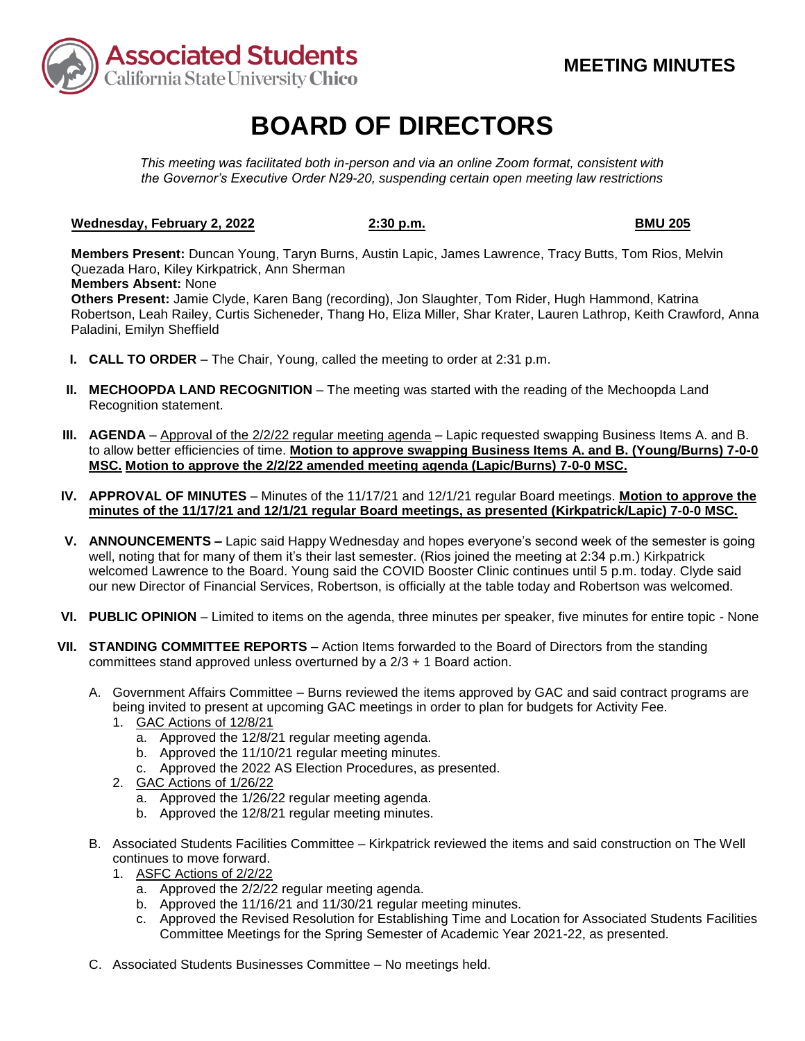Associated Students
California State University Chico

**MEETING MINUTES**

# BOARD OF DIRECTORS

*This meeting was facilitated both in-person and via an online Zoom format, consistent with the Governor's Executive Order N29-20, suspending certain open meeting law restrictions*

**Wednesday, February 2, 2022** **2:30 p.m.** **BMU 205**

**Members Present:** Duncan Young, Taryn Burns, Austin Lapic, James Lawrence, Tracy Butts, Tom Rios, Melvin Quezada Haro, Kiley Kirkpatrick, Ann Sherman
**Members Absent:** None
**Others Present:** Jamie Clyde, Karen Bang (recording), Jon Slaughter, Tom Rider, Hugh Hammond, Katrina Robertson, Leah Railey, Curtis Sicheneder, Thang Ho, Eliza Miller, Shar Krater, Lauren Lathrop, Keith Crawford, Anna Paladini, Emilyn Sheffield

I. **CALL TO ORDER** – The Chair, Young, called the meeting to order at 2:31 p.m.

II. **MECHOOPDA LAND RECOGNITION** – The meeting was started with the reading of the Mechoopda Land Recognition statement.

III. **AGENDA** – Approval of the 2/2/22 regular meeting agenda – Lapic requested swapping Business Items A. and B. to allow better efficiencies of time. **Motion to approve swapping Business Items A. and B. (Young/Burns) 7-0-0 MSC. Motion to approve the 2/2/22 amended meeting agenda (Lapic/Burns) 7-0-0 MSC.**

IV. **APPROVAL OF MINUTES** – Minutes of the 11/17/21 and 12/1/21 regular Board meetings. **Motion to approve the minutes of the 11/17/21 and 12/1/21 regular Board meetings, as presented (Kirkpatrick/Lapic) 7-0-0 MSC.**

V. **ANNOUNCEMENTS –** Lapic said Happy Wednesday and hopes everyone's second week of the semester is going well, noting that for many of them it's their last semester. (Rios joined the meeting at 2:34 p.m.) Kirkpatrick welcomed Lawrence to the Board. Young said the COVID Booster Clinic continues until 5 p.m. today. Clyde said our new Director of Financial Services, Robertson, is officially at the table today and Robertson was welcomed.

VI. **PUBLIC OPINION** – Limited to items on the agenda, three minutes per speaker, five minutes for entire topic - None

VII. **STANDING COMMITTEE REPORTS –** Action Items forwarded to the Board of Directors from the standing committees stand approved unless overturned by a 2/3 + 1 Board action.

   A. Government Affairs Committee – Burns reviewed the items approved by GAC and said contract programs are being invited to present at upcoming GAC meetings in order to plan for budgets for Activity Fee.
      1. GAC Actions of 12/8/21
         a. Approved the 12/8/21 regular meeting agenda.
         b. Approved the 11/10/21 regular meeting minutes.
         c. Approved the 2022 AS Election Procedures, as presented.
      2. GAC Actions of 1/26/22
         a. Approved the 1/26/22 regular meeting agenda.
         b. Approved the 12/8/21 regular meeting minutes.

   B. Associated Students Facilities Committee – Kirkpatrick reviewed the items and said construction on The Well continues to move forward.
      1. ASFC Actions of 2/2/22
         a. Approved the 2/2/22 regular meeting agenda.
         b. Approved the 11/16/21 and 11/30/21 regular meeting minutes.
         c. Approved the Revised Resolution for Establishing Time and Location for Associated Students Facilities Committee Meetings for the Spring Semester of Academic Year 2021-22, as presented.

   C. Associated Students Businesses Committee – No meetings held.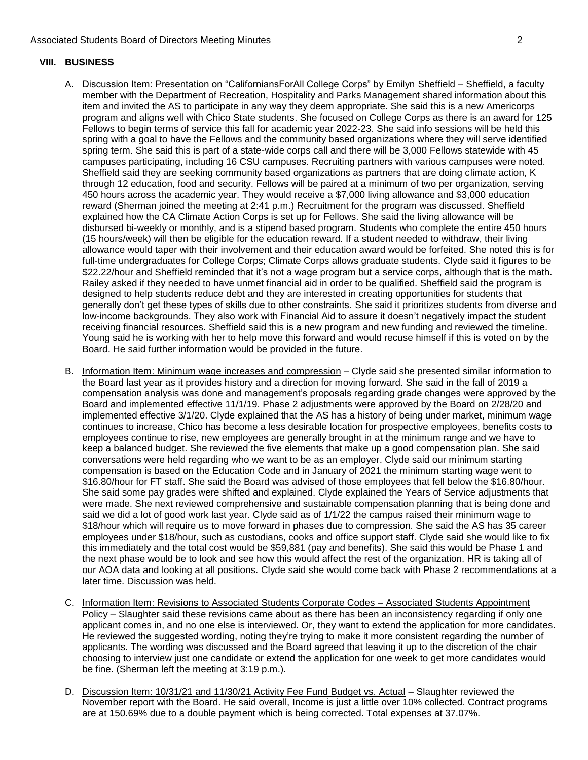## VIII. BUSINESS

A. <u>Discussion Item: Presentation on "CaliforniansForAll College Corps" by Emilyn Sheffield</u> – Sheffield, a faculty member with the Department of Recreation, Hospitality and Parks Management shared information about this item and invited the AS to participate in any way they deem appropriate. She said this is a new Americorps program and aligns well with Chico State students. She focused on College Corps as there is an award for 125 Fellows to begin terms of service this fall for academic year 2022-23. She said info sessions will be held this spring with a goal to have the Fellows and the community based organizations where they will serve identified spring term. She said this is part of a state-wide corps call and there will be 3,000 Fellows statewide with 45 campuses participating, including 16 CSU campuses. Recruiting partners with various campuses were noted. Sheffield said they are seeking community based organizations as partners that are doing climate action, K through 12 education, food and security. Fellows will be paired at a minimum of two per organization, serving 450 hours across the academic year. They would receive a $7,000 living allowance and $3,000 education reward (Sherman joined the meeting at 2:41 p.m.) Recruitment for the program was discussed. Sheffield explained how the CA Climate Action Corps is set up for Fellows. She said the living allowance will be disbursed bi-weekly or monthly, and is a stipend based program. Students who complete the entire 450 hours (15 hours/week) will then be eligible for the education reward. If a student needed to withdraw, their living allowance would taper with their involvement and their education award would be forfeited. She noted this is for full-time undergraduates for College Corps; Climate Corps allows graduate students. Clyde said it figures to be $22.22/hour and Sheffield reminded that it's not a wage program but a service corps, although that is the math. Railey asked if they needed to have unmet financial aid in order to be qualified. Sheffield said the program is designed to help students reduce debt and they are interested in creating opportunities for students that generally don't get these types of skills due to other constraints. She said it prioritizes students from diverse and low-income backgrounds. They also work with Financial Aid to assure it doesn't negatively impact the student receiving financial resources. Sheffield said this is a new program and new funding and reviewed the timeline. Young said he is working with her to help move this forward and would recuse himself if this is voted on by the Board. He said further information would be provided in the future.

B. <u>Information Item: Minimum wage increases and compression</u> – Clyde said she presented similar information to the Board last year as it provides history and a direction for moving forward. She said in the fall of 2019 a compensation analysis was done and management's proposals regarding grade changes were approved by the Board and implemented effective 11/1/19. Phase 2 adjustments were approved by the Board on 2/28/20 and implemented effective 3/1/20. Clyde explained that the AS has a history of being under market, minimum wage continues to increase, Chico has become a less desirable location for prospective employees, benefits costs to employees continue to rise, new employees are generally brought in at the minimum range and we have to keep a balanced budget. She reviewed the five elements that make up a good compensation plan. She said conversations were held regarding who we want to be as an employer. Clyde said our minimum starting compensation is based on the Education Code and in January of 2021 the minimum starting wage went to $16.80/hour for FT staff. She said the Board was advised of those employees that fell below the $16.80/hour. She said some pay grades were shifted and explained. Clyde explained the Years of Service adjustments that were made. She next reviewed comprehensive and sustainable compensation planning that is being done and said we did a lot of good work last year. Clyde said as of 1/1/22 the campus raised their minimum wage to $18/hour which will require us to move forward in phases due to compression. She said the AS has 35 career employees under $18/hour, such as custodians, cooks and office support staff. Clyde said she would like to fix this immediately and the total cost would be $59,881 (pay and benefits). She said this would be Phase 1 and the next phase would be to look and see how this would affect the rest of the organization. HR is taking all of our AOA data and looking at all positions. Clyde said she would come back with Phase 2 recommendations at a later time. Discussion was held.

C. <u>Information Item: Revisions to Associated Students Corporate Codes – Associated Students Appointment Policy</u> – Slaughter said these revisions came about as there has been an inconsistency regarding if only one applicant comes in, and no one else is interviewed. Or, they want to extend the application for more candidates. He reviewed the suggested wording, noting they're trying to make it more consistent regarding the number of applicants. The wording was discussed and the Board agreed that leaving it up to the discretion of the chair choosing to interview just one candidate or extend the application for one week to get more candidates would be fine. (Sherman left the meeting at 3:19 p.m.).

D. <u>Discussion Item: 10/31/21 and 11/30/21 Activity Fee Fund Budget vs. Actual</u> – Slaughter reviewed the November report with the Board. He said overall, Income is just a little over 10% collected. Contract programs are at 150.69% due to a double payment which is being corrected. Total expenses at 37.07%.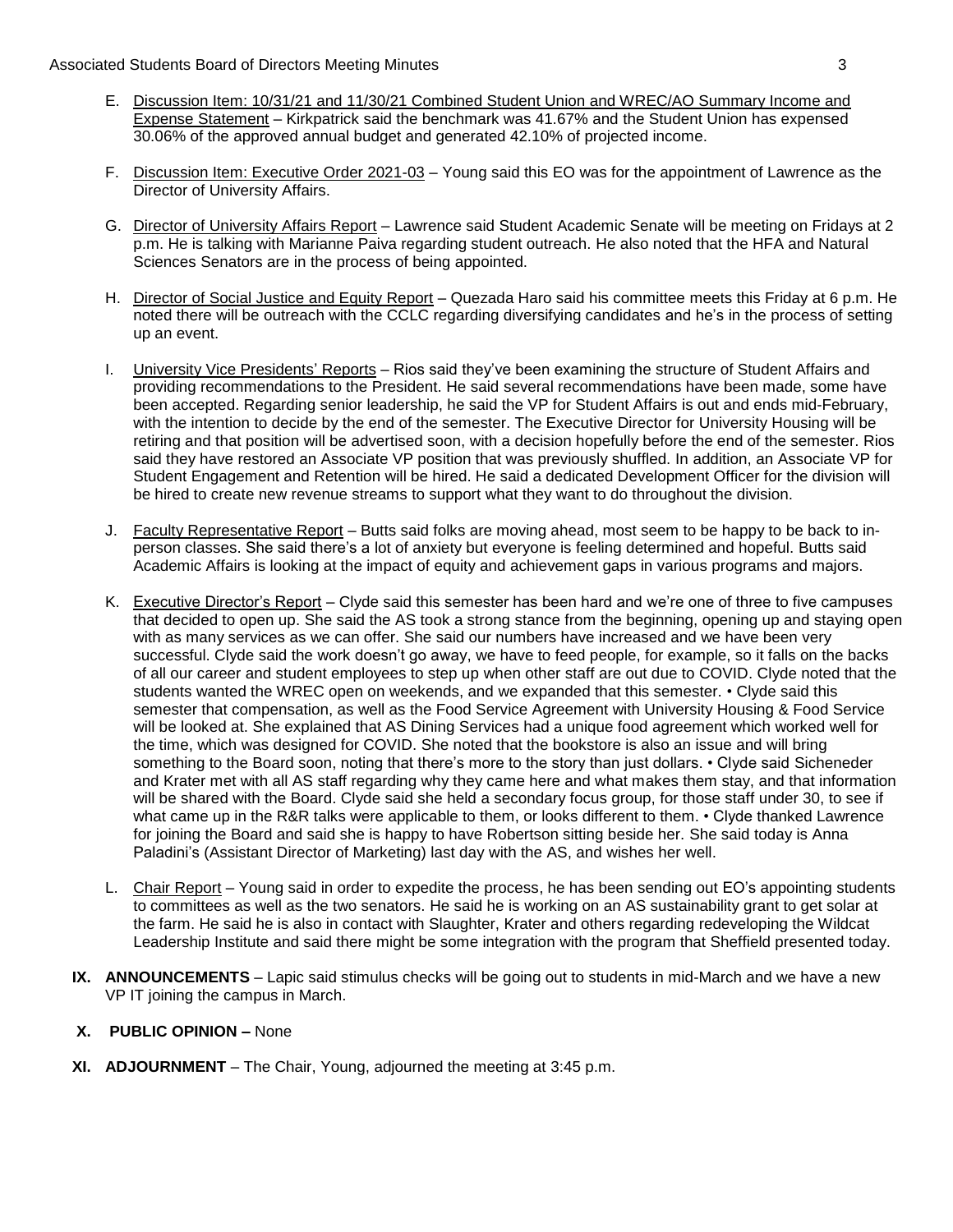E. Discussion Item: 10/31/21 and 11/30/21 Combined Student Union and WREC/AO Summary Income and Expense Statement – Kirkpatrick said the benchmark was 41.67% and the Student Union has expensed 30.06% of the approved annual budget and generated 42.10% of projected income.

F. Discussion Item: Executive Order 2021-03 – Young said this EO was for the appointment of Lawrence as the Director of University Affairs.

G. Director of University Affairs Report – Lawrence said Student Academic Senate will be meeting on Fridays at 2 p.m. He is talking with Marianne Paiva regarding student outreach. He also noted that the HFA and Natural Sciences Senators are in the process of being appointed.

H. Director of Social Justice and Equity Report – Quezada Haro said his committee meets this Friday at 6 p.m. He noted there will be outreach with the CCLC regarding diversifying candidates and he's in the process of setting up an event.

I. University Vice Presidents' Reports – Rios said they've been examining the structure of Student Affairs and providing recommendations to the President. He said several recommendations have been made, some have been accepted. Regarding senior leadership, he said the VP for Student Affairs is out and ends mid-February, with the intention to decide by the end of the semester. The Executive Director for University Housing will be retiring and that position will be advertised soon, with a decision hopefully before the end of the semester. Rios said they have restored an Associate VP position that was previously shuffled. In addition, an Associate VP for Student Engagement and Retention will be hired. He said a dedicated Development Officer for the division will be hired to create new revenue streams to support what they want to do throughout the division.

J. Faculty Representative Report – Butts said folks are moving ahead, most seem to be happy to be back to in-person classes. She said there's a lot of anxiety but everyone is feeling determined and hopeful. Butts said Academic Affairs is looking at the impact of equity and achievement gaps in various programs and majors.

K. Executive Director's Report – Clyde said this semester has been hard and we're one of three to five campuses that decided to open up. She said the AS took a strong stance from the beginning, opening up and staying open with as many services as we can offer. She said our numbers have increased and we have been very successful. Clyde said the work doesn't go away, we have to feed people, for example, so it falls on the backs of all our career and student employees to step up when other staff are out due to COVID. Clyde noted that the students wanted the WREC open on weekends, and we expanded that this semester. • Clyde said this semester that compensation, as well as the Food Service Agreement with University Housing & Food Service will be looked at. She explained that AS Dining Services had a unique food agreement which worked well for the time, which was designed for COVID. She noted that the bookstore is also an issue and will bring something to the Board soon, noting that there's more to the story than just dollars. • Clyde said Sicheneder and Krater met with all AS staff regarding why they came here and what makes them stay, and that information will be shared with the Board. Clyde said she held a secondary focus group, for those staff under 30, to see if what came up in the R&R talks were applicable to them, or looks different to them. • Clyde thanked Lawrence for joining the Board and said she is happy to have Robertson sitting beside her. She said today is Anna Paladini's (Assistant Director of Marketing) last day with the AS, and wishes her well.

L. Chair Report – Young said in order to expedite the process, he has been sending out EO's appointing students to committees as well as the two senators. He said he is working on an AS sustainability grant to get solar at the farm. He said he is also in contact with Slaughter, Krater and others regarding redeveloping the Wildcat Leadership Institute and said there might be some integration with the program that Sheffield presented today.

**IX. ANNOUNCEMENTS** – Lapic said stimulus checks will be going out to students in mid-March and we have a new VP IT joining the campus in March.

**X. PUBLIC OPINION –** None

**XI. ADJOURNMENT** – The Chair, Young, adjourned the meeting at 3:45 p.m.